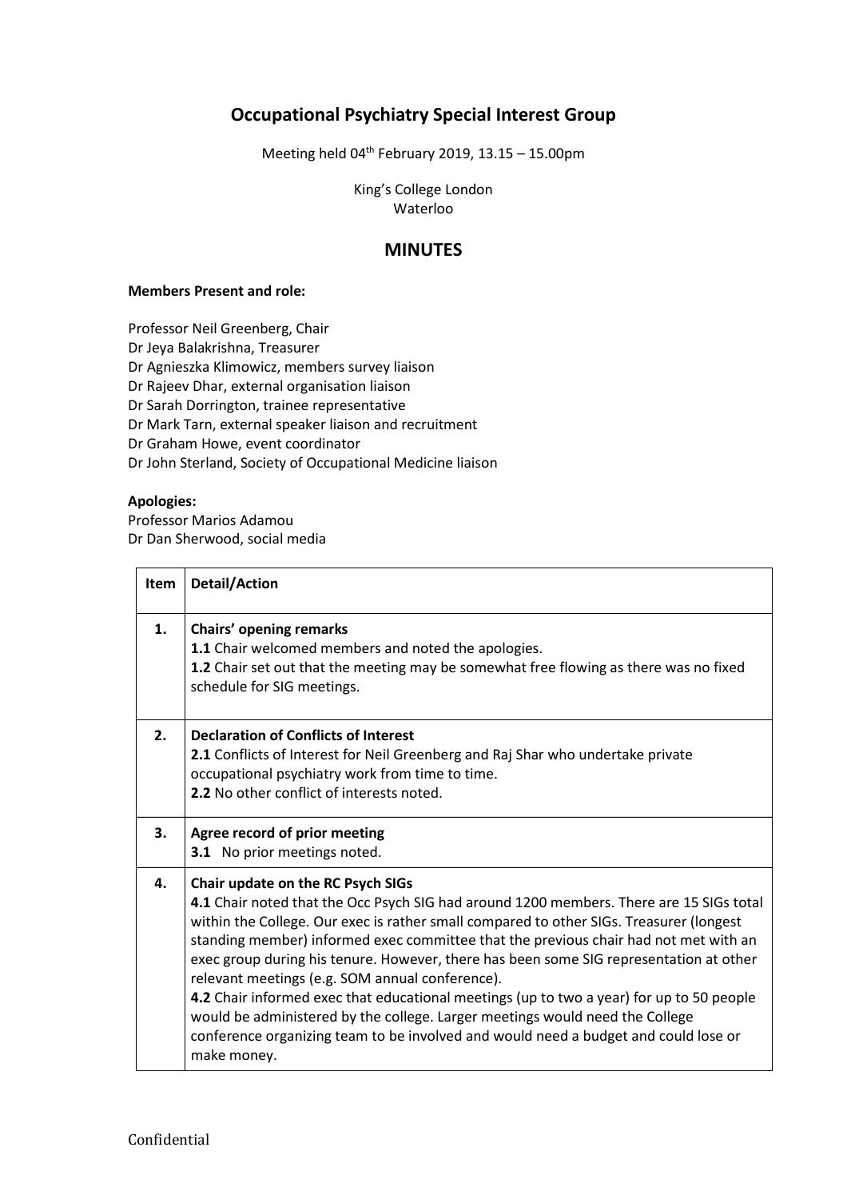# Occupational Psychiatry Special Interest Group

Meeting held 04th February 2019, 13.15 – 15.00pm

King's College London
Waterloo

## MINUTES

**Members Present and role:**

Professor Neil Greenberg, Chair
Dr Jeya Balakrishna, Treasurer
Dr Agnieszka Klimowicz, members survey liaison
Dr Rajeev Dhar, external organisation liaison
Dr Sarah Dorrington, trainee representative
Dr Mark Tarn, external speaker liaison and recruitment
Dr Graham Howe, event coordinator
Dr John Sterland, Society of Occupational Medicine liaison

**Apologies:**
Professor Marios Adamou
Dr Dan Sherwood, social media

| Item | Detail/Action |
|---|---|
| 1. | **Chairs' opening remarks**<br>**1.1** Chair welcomed members and noted the apologies.<br>**1.2** Chair set out that the meeting may be somewhat free flowing as there was no fixed schedule for SIG meetings. |
| 2. | **Declaration of Conflicts of Interest**<br>**2.1** Conflicts of Interest for Neil Greenberg and Raj Shar who undertake private occupational psychiatry work from time to time.<br>**2.2** No other conflict of interests noted. |
| 3. | **Agree record of prior meeting**<br>**3.1** No prior meetings noted. |
| 4. | **Chair update on the RC Psych SIGs**<br>**4.1** Chair noted that the Occ Psych SIG had around 1200 members. There are 15 SIGs total within the College. Our exec is rather small compared to other SIGs. Treasurer (longest standing member) informed exec committee that the previous chair had not met with an exec group during his tenure. However, there has been some SIG representation at other relevant meetings (e.g. SOM annual conference).<br>**4.2** Chair informed exec that educational meetings (up to two a year) for up to 50 people would be administered by the college. Larger meetings would need the College conference organizing team to be involved and would need a budget and could lose or make money. |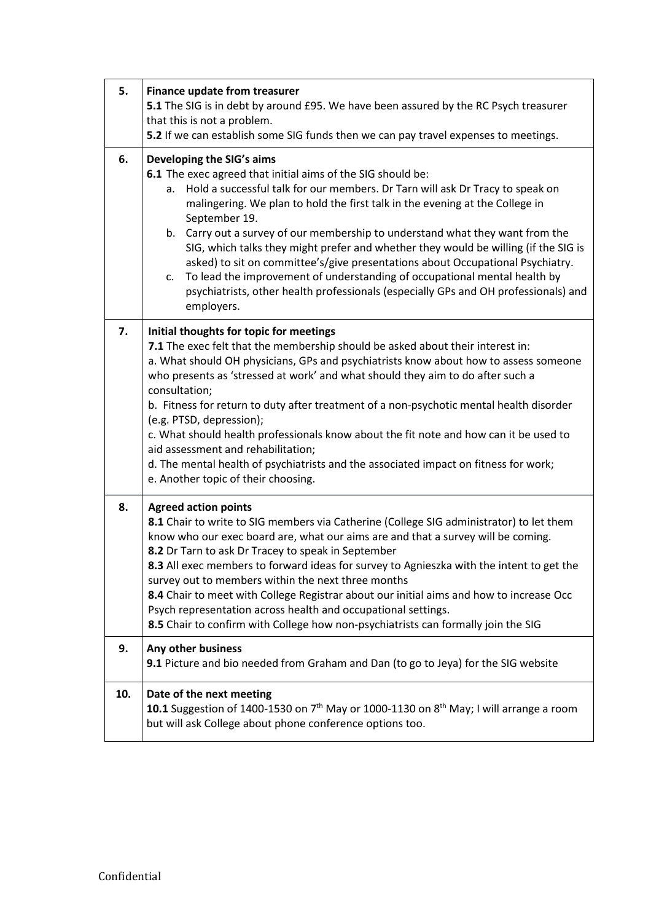| | |
|---|---|
| 5. | **Finance update from treasurer**<br>**5.1** The SIG is in debt by around £95. We have been assured by the RC Psych treasurer that this is not a problem.<br>**5.2** If we can establish some SIG funds then we can pay travel expenses to meetings. |
| 6. | **Developing the SIG's aims**<br>**6.1** The exec agreed that initial aims of the SIG should be:<br>a. Hold a successful talk for our members. Dr Tarn will ask Dr Tracy to speak on malingering. We plan to hold the first talk in the evening at the College in September 19.<br>b. Carry out a survey of our membership to understand what they want from the SIG, which talks they might prefer and whether they would be willing (if the SIG is asked) to sit on committee's/give presentations about Occupational Psychiatry.<br>c. To lead the improvement of understanding of occupational mental health by psychiatrists, other health professionals (especially GPs and OH professionals) and employers. |
| 7. | **Initial thoughts for topic for meetings**<br>**7.1** The exec felt that the membership should be asked about their interest in:<br>a. What should OH physicians, GPs and psychiatrists know about how to assess someone who presents as 'stressed at work' and what should they aim to do after such a consultation;<br>b. Fitness for return to duty after treatment of a non-psychotic mental health disorder (e.g. PTSD, depression);<br>c. What should health professionals know about the fit note and how can it be used to aid assessment and rehabilitation;<br>d. The mental health of psychiatrists and the associated impact on fitness for work;<br>e. Another topic of their choosing. |
| 8. | **Agreed action points**<br>**8.1** Chair to write to SIG members via Catherine (College SIG administrator) to let them know who our exec board are, what our aims are and that a survey will be coming.<br>**8.2** Dr Tarn to ask Dr Tracey to speak in September<br>**8.3** All exec members to forward ideas for survey to Agnieszka with the intent to get the survey out to members within the next three months<br>**8.4** Chair to meet with College Registrar about our initial aims and how to increase Occ Psych representation across health and occupational settings.<br>**8.5** Chair to confirm with College how non-psychiatrists can formally join the SIG |
| 9. | **Any other business**<br>**9.1** Picture and bio needed from Graham and Dan (to go to Jeya) for the SIG website |
| 10. | **Date of the next meeting**<br>**10.1** Suggestion of 1400-1530 on 7th May or 1000-1130 on 8th May; I will arrange a room but will ask College about phone conference options too. |

Confidential